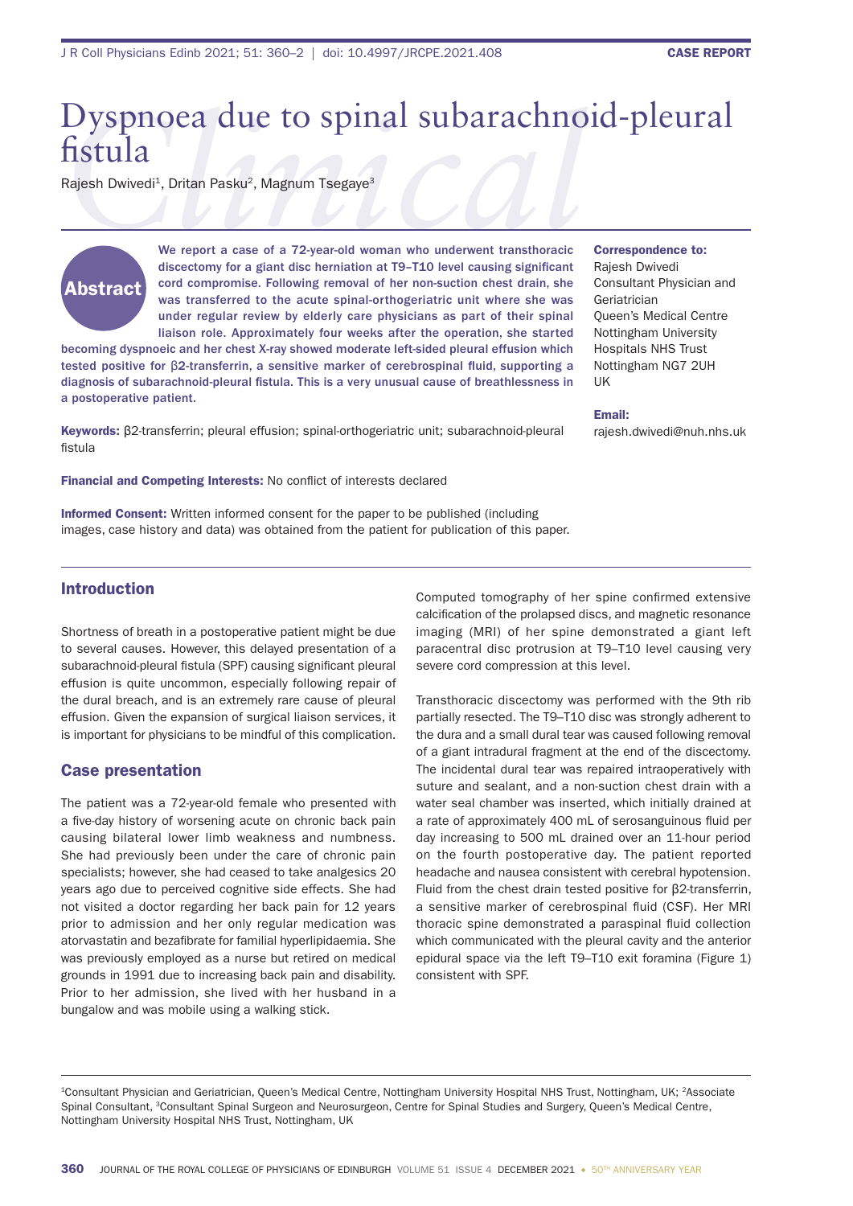CASE REPORT

# Dyspnoea due to spinal subarachnoid-pleural fistula

Rajesh Dwivedi[1], Dritan Pasku[2], Magnum Tsegaye[3]

## Abstract

**We report a case of a 72-year-old woman who underwent transthoracic discectomy for a giant disc herniation at T9–T10 level causing significant cord compromise. Following removal of her non-suction chest drain, she was transferred to the acute spinal-orthogeriatric unit where she was under regular review by elderly care physicians as part of their spinal liaison role. Approximately four weeks after the operation, she started becoming dyspnoeic and her chest X-ray showed moderate left-sided pleural effusion which tested positive for β2-transferrin, a sensitive marker of cerebrospinal fluid, supporting a diagnosis of subarachnoid-pleural fistula. This is a very unusual cause of breathlessness in a postoperative patient.**

**Keywords:** β2-transferrin; pleural effusion; spinal-orthogeriatric unit; subarachnoid-pleural fistula

**Financial and Competing Interests:** No conflict of interests declared

**Informed Consent:** Written informed consent for the paper to be published (including images, case history and data) was obtained from the patient for publication of this paper.

**Correspondence to:**
Rajesh Dwivedi
Consultant Physician and Geriatrician
Queen's Medical Centre
Nottingham University Hospitals NHS Trust
Nottingham NG7 2UH
UK

**Email:**
rajesh.dwivedi@nuh.nhs.uk

## Introduction

Shortness of breath in a postoperative patient might be due to several causes. However, this delayed presentation of a subarachnoid-pleural fistula (SPF) causing significant pleural effusion is quite uncommon, especially following repair of the dural breach, and is an extremely rare cause of pleural effusion. Given the expansion of surgical liaison services, it is important for physicians to be mindful of this complication.

## Case presentation

The patient was a 72-year-old female who presented with a five-day history of worsening acute on chronic back pain causing bilateral lower limb weakness and numbness. She had previously been under the care of chronic pain specialists; however, she had ceased to take analgesics 20 years ago due to perceived cognitive side effects. She had not visited a doctor regarding her back pain for 12 years prior to admission and her only regular medication was atorvastatin and bezafibrate for familial hyperlipidaemia. She was previously employed as a nurse but retired on medical grounds in 1991 due to increasing back pain and disability. Prior to her admission, she lived with her husband in a bungalow and was mobile using a walking stick.

Computed tomography of her spine confirmed extensive calcification of the prolapsed discs, and magnetic resonance imaging (MRI) of her spine demonstrated a giant left paracentral disc protrusion at T9–T10 level causing very severe cord compression at this level.

Transthoracic discectomy was performed with the 9th rib partially resected. The T9–T10 disc was strongly adherent to the dura and a small dural tear was caused following removal of a giant intradural fragment at the end of the discectomy. The incidental dural tear was repaired intraoperatively with suture and sealant, and a non-suction chest drain with a water seal chamber was inserted, which initially drained at a rate of approximately 400 mL of serosanguinous fluid per day increasing to 500 mL drained over an 11-hour period on the fourth postoperative day. The patient reported headache and nausea consistent with cerebral hypotension. Fluid from the chest drain tested positive for β2-transferrin, a sensitive marker of cerebrospinal fluid (CSF). Her MRI thoracic spine demonstrated a paraspinal fluid collection which communicated with the pleural cavity and the anterior epidural space via the left T9–T10 exit foramina (Figure 1) consistent with SPF.

[1]Consultant Physician and Geriatrician, Queen's Medical Centre, Nottingham University Hospital NHS Trust, Nottingham, UK; [2]Associate Spinal Consultant, [3]Consultant Spinal Surgeon and Neurosurgeon, Centre for Spinal Studies and Surgery, Queen's Medical Centre, Nottingham University Hospital NHS Trust, Nottingham, UK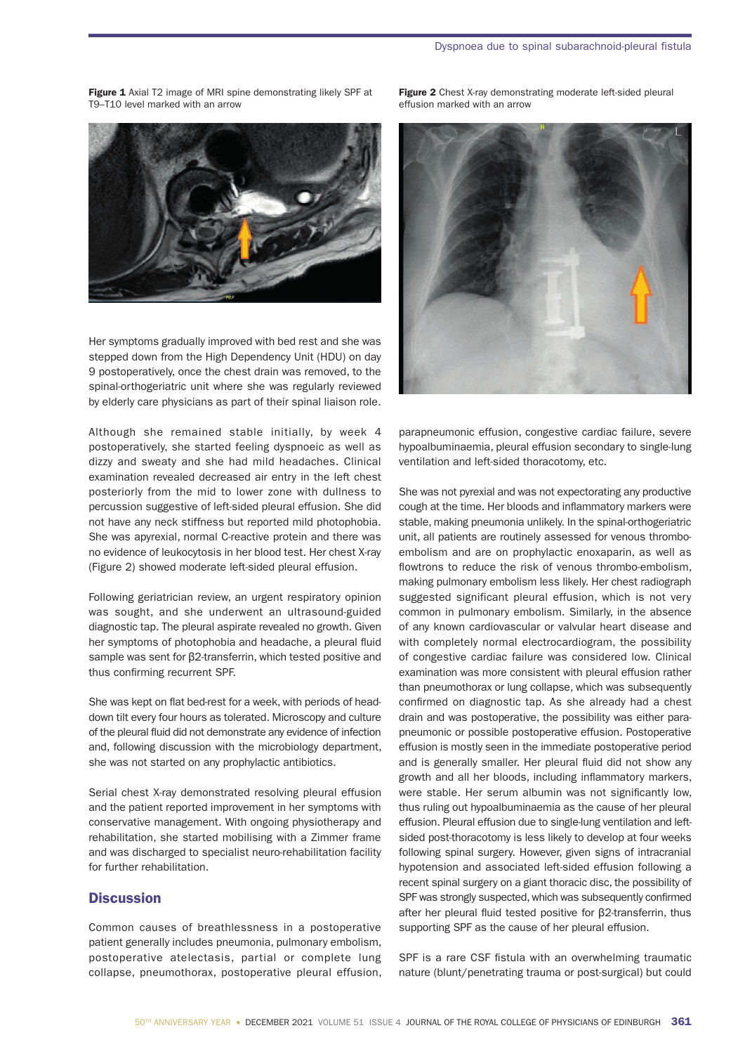Figure 1 Axial T2 image of MRI spine demonstrating likely SPF at T9–T10 level marked with an arrow

Figure 2 Chest X-ray demonstrating moderate left-sided pleural effusion marked with an arrow

Her symptoms gradually improved with bed rest and she was stepped down from the High Dependency Unit (HDU) on day 9 postoperatively, once the chest drain was removed, to the spinal-orthogeriatric unit where she was regularly reviewed by elderly care physicians as part of their spinal liaison role.

Although she remained stable initially, by week 4 postoperatively, she started feeling dyspnoeic as well as dizzy and sweaty and she had mild headaches. Clinical examination revealed decreased air entry in the left chest posteriorly from the mid to lower zone with dullness to percussion suggestive of left-sided pleural effusion. She did not have any neck stiffness but reported mild photophobia. She was apyrexial, normal C-reactive protein and there was no evidence of leukocytosis in her blood test. Her chest X-ray (Figure 2) showed moderate left-sided pleural effusion.

Following geriatrician review, an urgent respiratory opinion was sought, and she underwent an ultrasound-guided diagnostic tap. The pleural aspirate revealed no growth. Given her symptoms of photophobia and headache, a pleural fluid sample was sent for β2-transferrin, which tested positive and thus confirming recurrent SPF.

She was kept on flat bed-rest for a week, with periods of head-down tilt every four hours as tolerated. Microscopy and culture of the pleural fluid did not demonstrate any evidence of infection and, following discussion with the microbiology department, she was not started on any prophylactic antibiotics.

Serial chest X-ray demonstrated resolving pleural effusion and the patient reported improvement in her symptoms with conservative management. With ongoing physiotherapy and rehabilitation, she started mobilising with a Zimmer frame and was discharged to specialist neuro-rehabilitation facility for further rehabilitation.

## Discussion

Common causes of breathlessness in a postoperative patient generally includes pneumonia, pulmonary embolism, postoperative atelectasis, partial or complete lung collapse, pneumothorax, postoperative pleural effusion, parapneumonic effusion, congestive cardiac failure, severe hypoalbuminaemia, pleural effusion secondary to single-lung ventilation and left-sided thoracotomy, etc.

She was not pyrexial and was not expectorating any productive cough at the time. Her bloods and inflammatory markers were stable, making pneumonia unlikely. In the spinal-orthogeriatric unit, all patients are routinely assessed for venous thrombo-embolism and are on prophylactic enoxaparin, as well as flowtrons to reduce the risk of venous thrombo-embolism, making pulmonary embolism less likely. Her chest radiograph suggested significant pleural effusion, which is not very common in pulmonary embolism. Similarly, in the absence of any known cardiovascular or valvular heart disease and with completely normal electrocardiogram, the possibility of congestive cardiac failure was considered low. Clinical examination was more consistent with pleural effusion rather than pneumothorax or lung collapse, which was subsequently confirmed on diagnostic tap. As she already had a chest drain and was postoperative, the possibility was either para-pneumonic or possible postoperative effusion. Postoperative effusion is mostly seen in the immediate postoperative period and is generally smaller. Her pleural fluid did not show any growth and all her bloods, including inflammatory markers, were stable. Her serum albumin was not significantly low, thus ruling out hypoalbuminaemia as the cause of her pleural effusion. Pleural effusion due to single-lung ventilation and left-sided post-thoracotomy is less likely to develop at four weeks following spinal surgery. However, given signs of intracranial hypotension and associated left-sided effusion following a recent spinal surgery on a giant thoracic disc, the possibility of SPF was strongly suspected, which was subsequently confirmed after her pleural fluid tested positive for β2-transferrin, thus supporting SPF as the cause of her pleural effusion.

SPF is a rare CSF fistula with an overwhelming traumatic nature (blunt/penetrating trauma or post-surgical) but could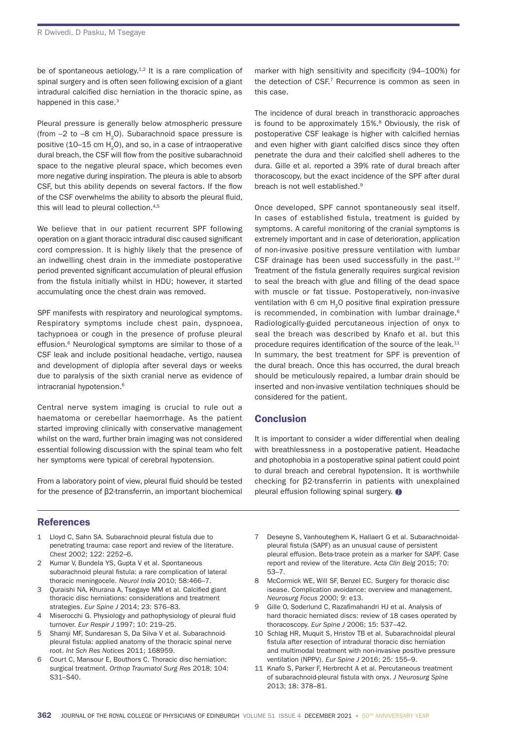be of spontaneous aetiology.[1,2] It is a rare complication of spinal surgery and is often seen following excision of a giant intradural calcified disc herniation in the thoracic spine, as happened in this case.[3]

Pleural pressure is generally below atmospheric pressure (from –2 to –8 cm $H_2O$). Subarachnoid space pressure is positive (10–15 cm $H_2O$), and so, in a case of intraoperative dural breach, the CSF will flow from the positive subarachnoid space to the negative pleural space, which becomes even more negative during inspiration. The pleura is able to absorb CSF, but this ability depends on several factors. If the flow of the CSF overwhelms the ability to absorb the pleural fluid, this will lead to pleural collection.[4,5]

We believe that in our patient recurrent SPF following operation on a giant thoracic intradural disc caused significant cord compression. It is highly likely that the presence of an indwelling chest drain in the immediate postoperative period prevented significant accumulation of pleural effusion from the fistula initially whilst in HDU; however, it started accumulating once the chest drain was removed.

SPF manifests with respiratory and neurological symptoms. Respiratory symptoms include chest pain, dyspnoea, tachypnoea or cough in the presence of profuse pleural effusion.[6] Neurological symptoms are similar to those of a CSF leak and include positional headache, vertigo, nausea and development of diplopia after several days or weeks due to paralysis of the sixth cranial nerve as evidence of intracranial hypotension.[6]

Central nerve system imaging is crucial to rule out a haematoma or cerebellar haemorrhage. As the patient started improving clinically with conservative management whilst on the ward, further brain imaging was not considered essential following discussion with the spinal team who felt her symptoms were typical of cerebral hypotension.

From a laboratory point of view, pleural fluid should be tested for the presence of β2-transferrin, an important biochemical marker with high sensitivity and specificity (94–100%) for the detection of CSF.[7] Recurrence is common as seen in this case.

The incidence of dural breach in transthoracic approaches is found to be approximately 15%.[8] Obviously, the risk of postoperative CSF leakage is higher with calcified hernias and even higher with giant calcified discs since they often penetrate the dura and their calcified shell adheres to the dura. Gille et al. reported a 39% rate of dural breach after thoracoscopy, but the exact incidence of the SPF after dural breach is not well established.[9]

Once developed, SPF cannot spontaneously seal itself. In cases of established fistula, treatment is guided by symptoms. A careful monitoring of the cranial symptoms is extremely important and in case of deterioration, application of non-invasive positive pressure ventilation with lumbar CSF drainage has been used successfully in the past.[10] Treatment of the fistula generally requires surgical revision to seal the breach with glue and filling of the dead space with muscle or fat tissue. Postoperatively, non-invasive ventilation with 6 cm $H_2O$ positive final expiration pressure is recommended, in combination with lumbar drainage.[6] Radiologically-guided percutaneous injection of onyx to seal the breach was described by Knafo et al. but this procedure requires identification of the source of the leak.[11] In summary, the best treatment for SPF is prevention of the dural breach. Once this has occurred, the dural breach should be meticulously repaired, a lumbar drain should be inserted and non-invasive ventilation techniques should be considered for the patient.

## Conclusion

It is important to consider a wider differential when dealing with breathlessness in a postoperative patient. Headache and photophobia in a postoperative spinal patient could point to dural breach and cerebral hypotension. It is worthwhile checking for β2-transferrin in patients with unexplained pleural effusion following spinal surgery.

## References

1. Lloyd C, Sahn SA. Subarachnoid pleural fistula due to penetrating trauma: case report and review of the literature. *Chest* 2002; 122: 2252–6.
2. Kumar V, Bundela YS, Gupta V et al. Spontaneous subarachnoid pleural fistula: a rare complication of lateral thoracic meningocele. *Neurol India* 2010; 58:466–7.
3. Quraishi NA, Khurana A, Tsegaye MM et al. Calcified giant thoracic disc herniations: considerations and treatment strategies. *Eur Spine J* 2014; 23: S76–83.
4. Miserocchi G. Physiology and pathophysiology of pleural fluid turnover. *Eur Respir J* 1997; 10: 219–25.
5. Shamji MF, Sundaresan S, Da Silva V et al. Subarachnoid-pleural fistula: applied anatomy of the thoracic spinal nerve root. *Int Sch Res Notices* 2011; 168959.
6. Court C, Mansour E, Bouthors C. Thoracic disc herniation: surgical treatment. *Orthop Traumatol Surg Res* 2018; 104: S31–S40.
7. Deseyne S, Vanhouteghem K, Hallaert G et al. Subarachnoidal-pleural fistula (SAPF) as an unusual cause of persistent pleural effusion. Beta-trace protein as a marker for SAPF. Case report and review of the literature. *Acta Clin Belg* 2015; 70: 53–7.
8. McCormick WE, Will SF, Benzel EC. Surgery for thoracic disc isease. Complication avoidance: overview and management. *Neurosurg Focus* 2000; 9: e13.
9. Gille O, Soderlund C, Razafimahandri HJ et al. Analysis of hard thoracic herniated discs: review of 18 cases operated by thoracoscopy. *Eur Spine J* 2006; 15: 537–42.
10. Schlag HR, Muquit S, Hristov TB et al. Subarachnoidal pleural fistula after resection of intradural thoracic disc herniation and multimodal treatment with non-invasive positive pressure ventilation (NPPV). *Eur Spine J* 2016; 25: 155–9.
11. Knafo S, Parker F, Herbrecht A et al. Percutaneous treatment of subarachnoid-pleural fistula with onyx. *J Neurosurg Spine* 2013; 18: 378–81.